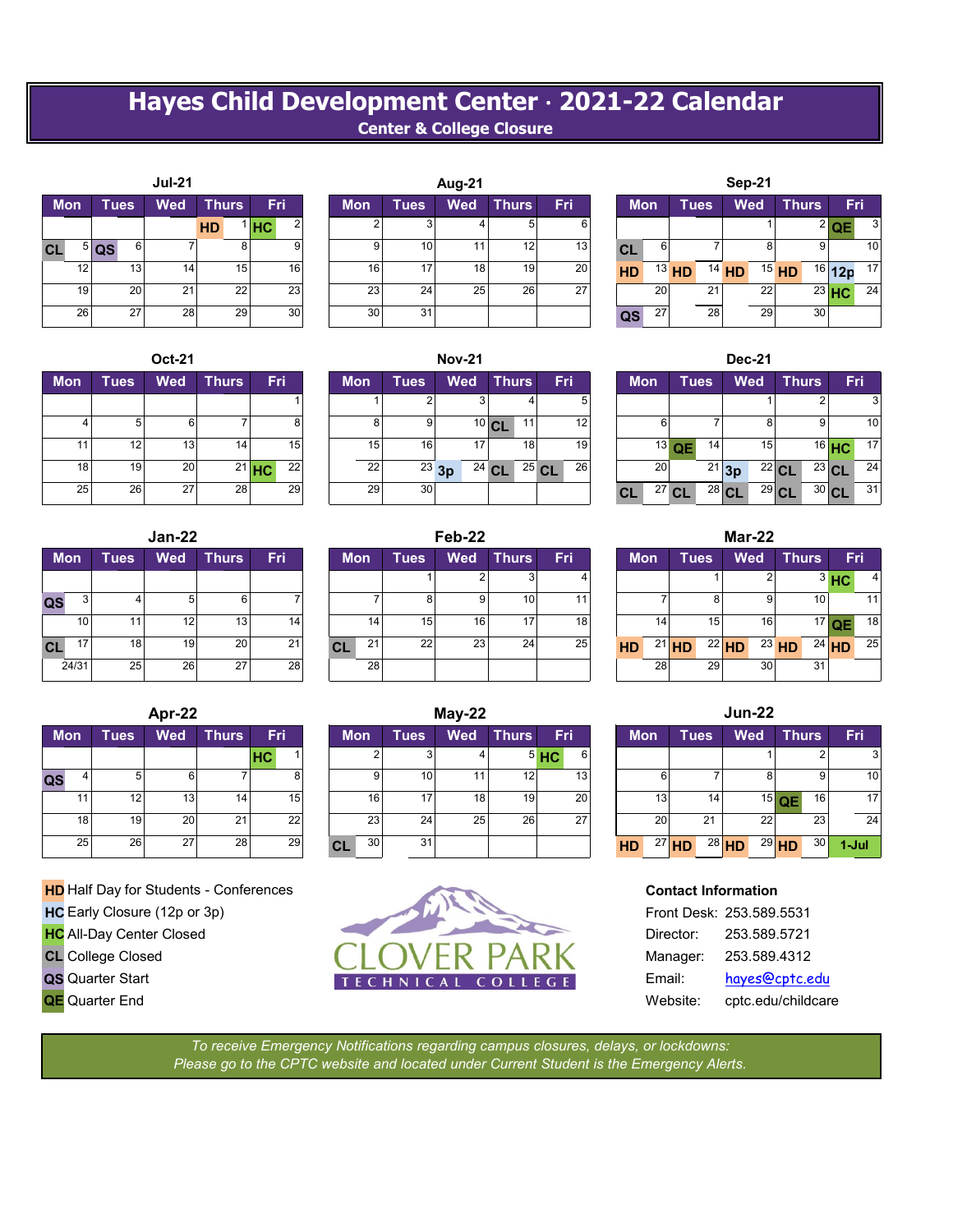# Hayes Child Development Center · 2021-22 Calendar

**Center & College Closure**

### Jul-21

| Mon | Tues | Wed | Thurs | Fri |
|---|---|---|---|---|
| | | | HD 1 | HC 2 |
| CL 5 | QS 6 | 7 | 8 | 9 |
| 12 | 13 | 14 | 15 | 16 |
| 19 | 20 | 21 | 22 | 23 |
| 26 | 27 | 28 | 29 | 30 |

### Aug-21

| Mon | Tues | Wed | Thurs | Fri |
|---|---|---|---|---|
| 2 | 3 | 4 | 5 | 6 |
| 9 | 10 | 11 | 12 | 13 |
| 16 | 17 | 18 | 19 | 20 |
| 23 | 24 | 25 | 26 | 27 |
| 30 | 31 | | | |

### Sep-21

| Mon | Tues | Wed | Thurs | Fri |
|---|---|---|---|---|
| | | 1 | 2 | QE 3 |
| CL 6 | 7 | 8 | 9 | 10 |
| HD 13 | HD 14 | HD 15 | HD 16 | 12p 17 |
| 20 | 21 | 22 | 23 | HC 24 |
| QS 27 | 28 | 29 | 30 | |

### Oct-21

| Mon | Tues | Wed | Thurs | Fri |
|---|---|---|---|---|
| | | | | 1 |
| 4 | 5 | 6 | 7 | 8 |
| 11 | 12 | 13 | 14 | 15 |
| 18 | 19 | 20 | 21 | HC 22 |
| 25 | 26 | 27 | 28 | 29 |

### Nov-21

| Mon | Tues | Wed | Thurs | Fri |
|---|---|---|---|---|
| 1 | 2 | 3 | 4 | 5 |
| 8 | 9 | 10 | CL 11 | 12 |
| 15 | 16 | 17 | 18 | 19 |
| 22 | 23 | 3p 24 | CL 25 | CL 26 |
| 29 | 30 | | | |

### Dec-21

| Mon | Tues | Wed | Thurs | Fri |
|---|---|---|---|---|
| | | 1 | 2 | 3 |
| 6 | 7 | 8 | 9 | 10 |
| 13 | QE 14 | 15 | 16 | HC 17 |
| 20 | 21 | 3p 22 | CL 23 | CL 24 |
| CL 27 | CL 28 | CL 29 | CL 30 | CL 31 |

### Jan-22

| Mon | Tues | Wed | Thurs | Fri |
|---|---|---|---|---|
| | | | | |
| QS 3 | 4 | 5 | 6 | 7 |
| 10 | 11 | 12 | 13 | 14 |
| CL 17 | 18 | 19 | 20 | 21 |
| 24/31 | 25 | 26 | 27 | 28 |

### Feb-22

| Mon | Tues | Wed | Thurs | Fri |
|---|---|---|---|---|
| | 1 | 2 | 3 | 4 |
| 7 | 8 | 9 | 10 | 11 |
| 14 | 15 | 16 | 17 | 18 |
| CL 21 | 22 | 23 | 24 | 25 |
| 28 | | | | |

### Mar-22

| Mon | Tues | Wed | Thurs | Fri |
|---|---|---|---|---|
| | 1 | 2 | 3 | HC 4 |
| 7 | 8 | 9 | 10 | 11 |
| 14 | 15 | 16 | 17 | QE 18 |
| HD 21 | HD 22 | HD 23 | HD 24 | HD 25 |
| 28 | 29 | 30 | 31 | |

### Apr-22

| Mon | Tues | Wed | Thurs | Fri |
|---|---|---|---|---|
| | | | | HC 1 |
| QS 4 | 5 | 6 | 7 | 8 |
| 11 | 12 | 13 | 14 | 15 |
| 18 | 19 | 20 | 21 | 22 |
| 25 | 26 | 27 | 28 | 29 |

### May-22

| Mon | Tues | Wed | Thurs | Fri |
|---|---|---|---|---|
| 2 | 3 | 4 | 5 | HC 6 |
| 9 | 10 | 11 | 12 | 13 |
| 16 | 17 | 18 | 19 | 20 |
| 23 | 24 | 25 | 26 | 27 |
| CL 30 | 31 | | | |

### Jun-22

| Mon | Tues | Wed | Thurs | Fri |
|---|---|---|---|---|
| | | 1 | 2 | 3 |
| 6 | 7 | 8 | 9 | 10 |
| 13 | 14 | 15 | QE 16 | 17 |
| 20 | 21 | 22 | 23 | 24 |
| HD 27 | HD 28 | HD 29 | HD 30 | 1-Jul |

**HD** Half Day for Students - Conferences
**HC** Early Closure (12p or 3p)
**HC** All-Day Center Closed
**CL** College Closed
**QS** Quarter Start
**QE** Quarter End

CLOVER PARK
TECHNICAL COLLEGE

**Contact Information**

Front Desk: 253.589.5531
Director: 253.589.5721
Manager: 253.589.4312
Email: hayes@cptc.edu
Website: cptc.edu/childcare

*To receive Emergency Notifications regarding campus closures, delays, or lockdowns:*
*Please go to the CPTC website and located under Current Student is the Emergency Alerts.*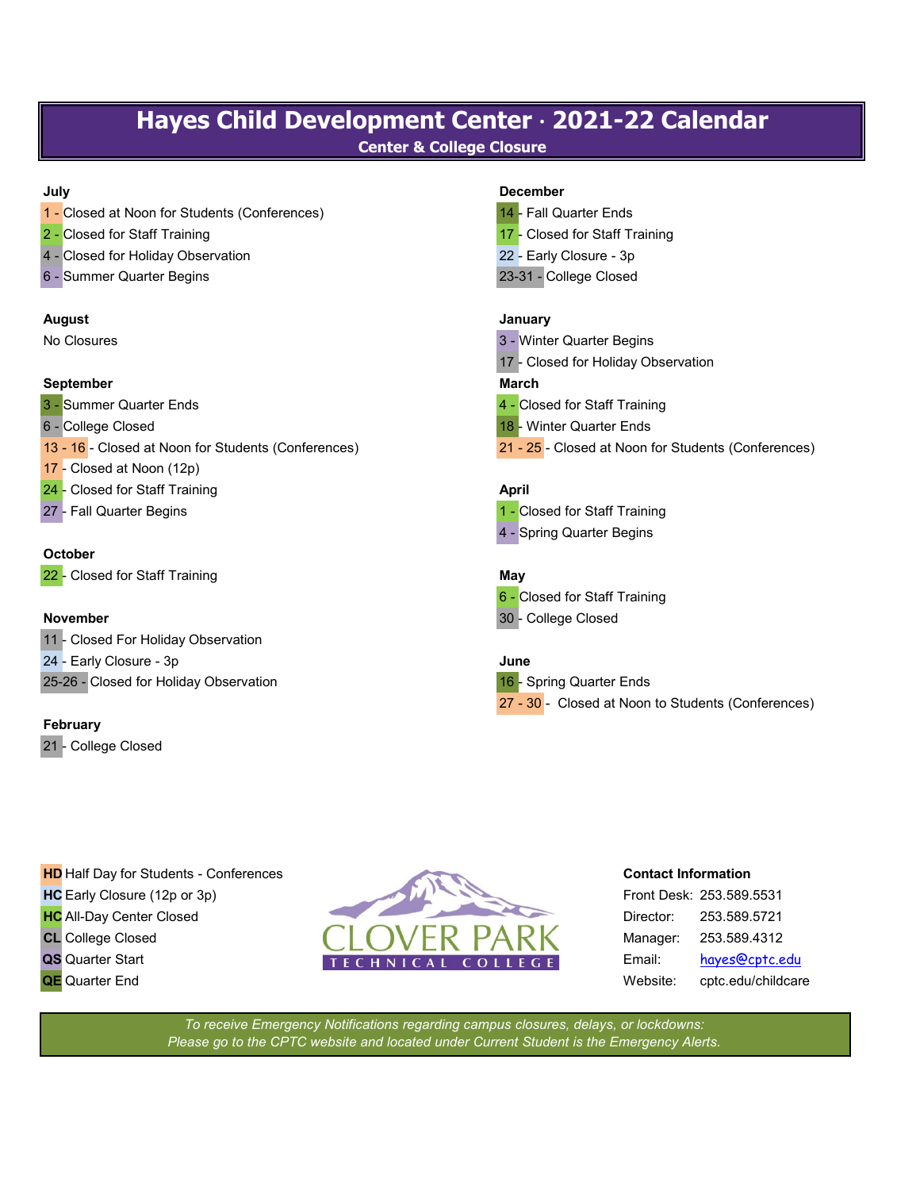# Hayes Child Development Center · 2021-22 Calendar

**Center & College Closure**

**July**

1 - Closed at Noon for Students (Conferences)
2 - Closed for Staff Training
4 - Closed for Holiday Observation
6 - Summer Quarter Begins

**August**

No Closures

**September**

3 - Summer Quarter Ends
6 - College Closed
13 - 16 - Closed at Noon for Students (Conferences)
17 - Closed at Noon (12p)
24 - Closed for Staff Training
27 - Fall Quarter Begins

**October**

22 - Closed for Staff Training

**November**

11 - Closed For Holiday Observation
24 - Early Closure - 3p
25-26 - Closed for Holiday Observation

**February**

21 - College Closed

**December**

14 - Fall Quarter Ends
17 - Closed for Staff Training
22 - Early Closure - 3p
23-31 - College Closed

**January**

3 - Winter Quarter Begins
17 - Closed for Holiday Observation

**March**

4 - Closed for Staff Training
18 - Winter Quarter Ends
21 - 25 - Closed at Noon for Students (Conferences)

**April**

1 - Closed for Staff Training
4 - Spring Quarter Begins

**May**

6 - Closed for Staff Training
30 - College Closed

**June**

16 - Spring Quarter Ends
27 - 30 - Closed at Noon to Students (Conferences)

**HD** Half Day for Students - Conferences
**HC** Early Closure (12p or 3p)
**HC** All-Day Center Closed
**CL** College Closed
**QS** Quarter Start
**QE** Quarter End

CLOVER PARK TECHNICAL COLLEGE

**Contact Information**

Front Desk: 253.589.5531
Director: 253.589.5721
Manager: 253.589.4312
Email: hayes@cptc.edu
Website: cptc.edu/childcare

*To receive Emergency Notifications regarding campus closures, delays, or lockdowns: Please go to the CPTC website and located under Current Student is the Emergency Alerts.*